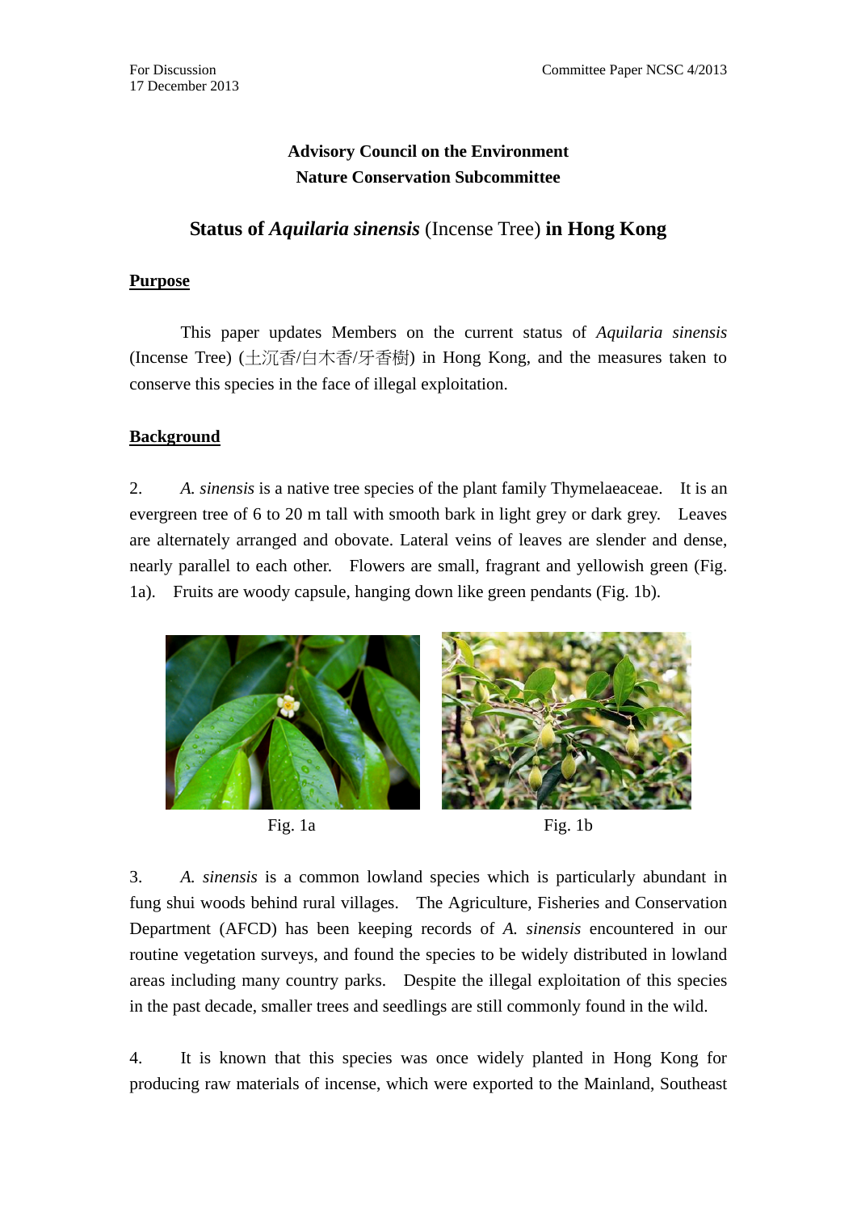For Discussion
17 December 2013

Committee Paper NCSC 4/2013

**Advisory Council on the Environment**
**Nature Conservation Subcommittee**

## Status of *Aquilaria sinensis* (Incense Tree) in Hong Kong

### Purpose

This paper updates Members on the current status of *Aquilaria sinensis* (Incense Tree) (土沉香/白木香/牙香樹) in Hong Kong, and the measures taken to conserve this species in the face of illegal exploitation.

### Background

2. *A. sinensis* is a native tree species of the plant family Thymelaeaceae. It is an evergreen tree of 6 to 20 m tall with smooth bark in light grey or dark grey. Leaves are alternately arranged and obovate. Lateral veins of leaves are slender and dense, nearly parallel to each other. Flowers are small, fragrant and yellowish green (Fig. 1a). Fruits are woody capsule, hanging down like green pendants (Fig. 1b).

Fig. 1a

Fig. 1b

3. *A. sinensis* is a common lowland species which is particularly abundant in fung shui woods behind rural villages. The Agriculture, Fisheries and Conservation Department (AFCD) has been keeping records of *A. sinensis* encountered in our routine vegetation surveys, and found the species to be widely distributed in lowland areas including many country parks. Despite the illegal exploitation of this species in the past decade, smaller trees and seedlings are still commonly found in the wild.

4. It is known that this species was once widely planted in Hong Kong for producing raw materials of incense, which were exported to the Mainland, Southeast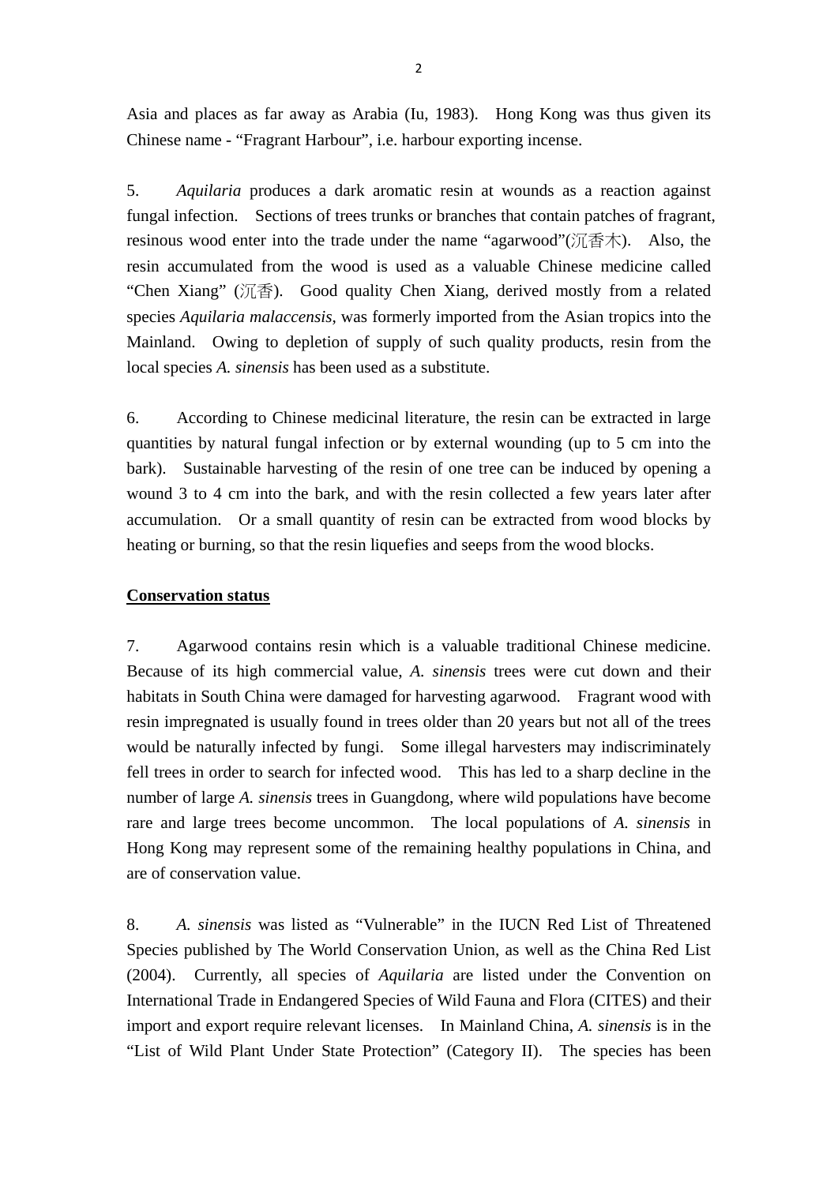Asia and places as far away as Arabia (Iu, 1983). Hong Kong was thus given its Chinese name - “Fragrant Harbour”, i.e. harbour exporting incense.

5. *Aquilaria* produces a dark aromatic resin at wounds as a reaction against fungal infection. Sections of trees trunks or branches that contain patches of fragrant, resinous wood enter into the trade under the name “agarwood”(沉香木). Also, the resin accumulated from the wood is used as a valuable Chinese medicine called “Chen Xiang” (沉香). Good quality Chen Xiang, derived mostly from a related species *Aquilaria malaccensis*, was formerly imported from the Asian tropics into the Mainland. Owing to depletion of supply of such quality products, resin from the local species *A. sinensis* has been used as a substitute.

6. According to Chinese medicinal literature, the resin can be extracted in large quantities by natural fungal infection or by external wounding (up to 5 cm into the bark). Sustainable harvesting of the resin of one tree can be induced by opening a wound 3 to 4 cm into the bark, and with the resin collected a few years later after accumulation. Or a small quantity of resin can be extracted from wood blocks by heating or burning, so that the resin liquefies and seeps from the wood blocks.

**Conservation status**

7. Agarwood contains resin which is a valuable traditional Chinese medicine. Because of its high commercial value, *A. sinensis* trees were cut down and their habitats in South China were damaged for harvesting agarwood. Fragrant wood with resin impregnated is usually found in trees older than 20 years but not all of the trees would be naturally infected by fungi. Some illegal harvesters may indiscriminately fell trees in order to search for infected wood. This has led to a sharp decline in the number of large *A. sinensis* trees in Guangdong, where wild populations have become rare and large trees become uncommon. The local populations of *A. sinensis* in Hong Kong may represent some of the remaining healthy populations in China, and are of conservation value.

8. *A. sinensis* was listed as “Vulnerable” in the IUCN Red List of Threatened Species published by The World Conservation Union, as well as the China Red List (2004). Currently, all species of *Aquilaria* are listed under the Convention on International Trade in Endangered Species of Wild Fauna and Flora (CITES) and their import and export require relevant licenses. In Mainland China, *A. sinensis* is in the “List of Wild Plant Under State Protection” (Category II). The species has been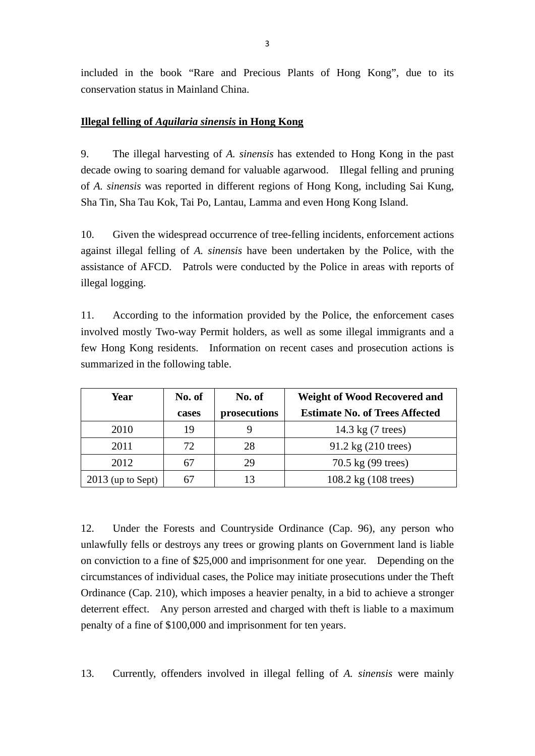included in the book “Rare and Precious Plants of Hong Kong”, due to its conservation status in Mainland China.

**<u>Illegal felling of *Aquilaria sinensis* in Hong Kong</u>**

9. The illegal harvesting of *A. sinensis* has extended to Hong Kong in the past decade owing to soaring demand for valuable agarwood. Illegal felling and pruning of *A. sinensis* was reported in different regions of Hong Kong, including Sai Kung, Sha Tin, Sha Tau Kok, Tai Po, Lantau, Lamma and even Hong Kong Island.

10. Given the widespread occurrence of tree-felling incidents, enforcement actions against illegal felling of *A. sinensis* have been undertaken by the Police, with the assistance of AFCD. Patrols were conducted by the Police in areas with reports of illegal logging.

11. According to the information provided by the Police, the enforcement cases involved mostly Two-way Permit holders, as well as some illegal immigrants and a few Hong Kong residents. Information on recent cases and prosecution actions is summarized in the following table.

| Year | No. of cases | No. of prosecutions | Weight of Wood Recovered and Estimate No. of Trees Affected |
|---|---|---|---|
| 2010 | 19 | 9 | 14.3 kg (7 trees) |
| 2011 | 72 | 28 | 91.2 kg (210 trees) |
| 2012 | 67 | 29 | 70.5 kg (99 trees) |
| 2013 (up to Sept) | 67 | 13 | 108.2 kg (108 trees) |

12. Under the Forests and Countryside Ordinance (Cap. 96), any person who unlawfully fells or destroys any trees or growing plants on Government land is liable on conviction to a fine of $25,000 and imprisonment for one year. Depending on the circumstances of individual cases, the Police may initiate prosecutions under the Theft Ordinance (Cap. 210), which imposes a heavier penalty, in a bid to achieve a stronger deterrent effect. Any person arrested and charged with theft is liable to a maximum penalty of a fine of $100,000 and imprisonment for ten years.

13. Currently, offenders involved in illegal felling of *A. sinensis* were mainly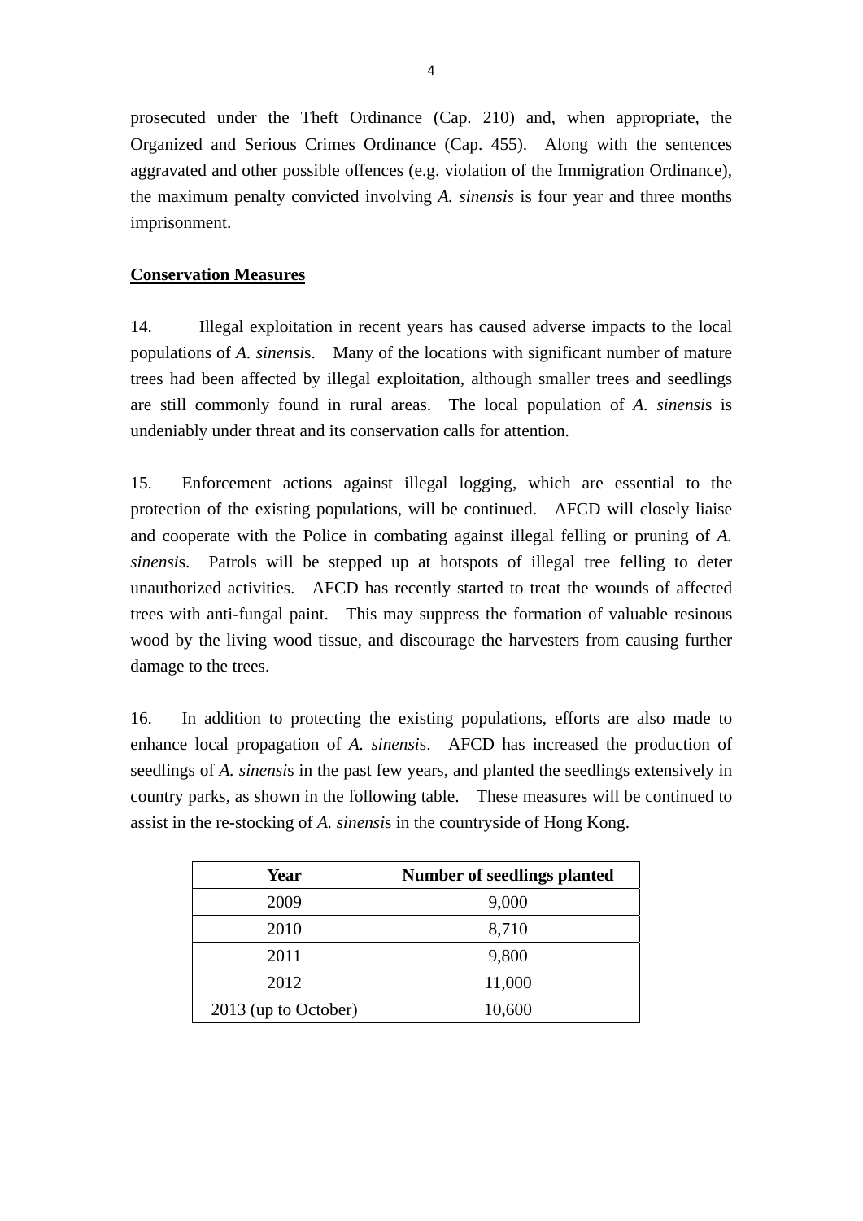prosecuted under the Theft Ordinance (Cap. 210) and, when appropriate, the Organized and Serious Crimes Ordinance (Cap. 455). Along with the sentences aggravated and other possible offences (e.g. violation of the Immigration Ordinance), the maximum penalty convicted involving *A. sinensis* is four year and three months imprisonment.

**<u>Conservation Measures</u>**

14. Illegal exploitation in recent years has caused adverse impacts to the local populations of *A. sinensis*. Many of the locations with significant number of mature trees had been affected by illegal exploitation, although smaller trees and seedlings are still commonly found in rural areas. The local population of *A. sinensis* is undeniably under threat and its conservation calls for attention.

15. Enforcement actions against illegal logging, which are essential to the protection of the existing populations, will be continued. AFCD will closely liaise and cooperate with the Police in combating against illegal felling or pruning of *A. sinensis*. Patrols will be stepped up at hotspots of illegal tree felling to deter unauthorized activities. AFCD has recently started to treat the wounds of affected trees with anti-fungal paint. This may suppress the formation of valuable resinous wood by the living wood tissue, and discourage the harvesters from causing further damage to the trees.

16. In addition to protecting the existing populations, efforts are also made to enhance local propagation of *A. sinensis*. AFCD has increased the production of seedlings of *A. sinensis* in the past few years, and planted the seedlings extensively in country parks, as shown in the following table. These measures will be continued to assist in the re-stocking of *A. sinensis* in the countryside of Hong Kong.

| Year | Number of seedlings planted |
|---|---|
| 2009 | 9,000 |
| 2010 | 8,710 |
| 2011 | 9,800 |
| 2012 | 11,000 |
| 2013 (up to October) | 10,600 |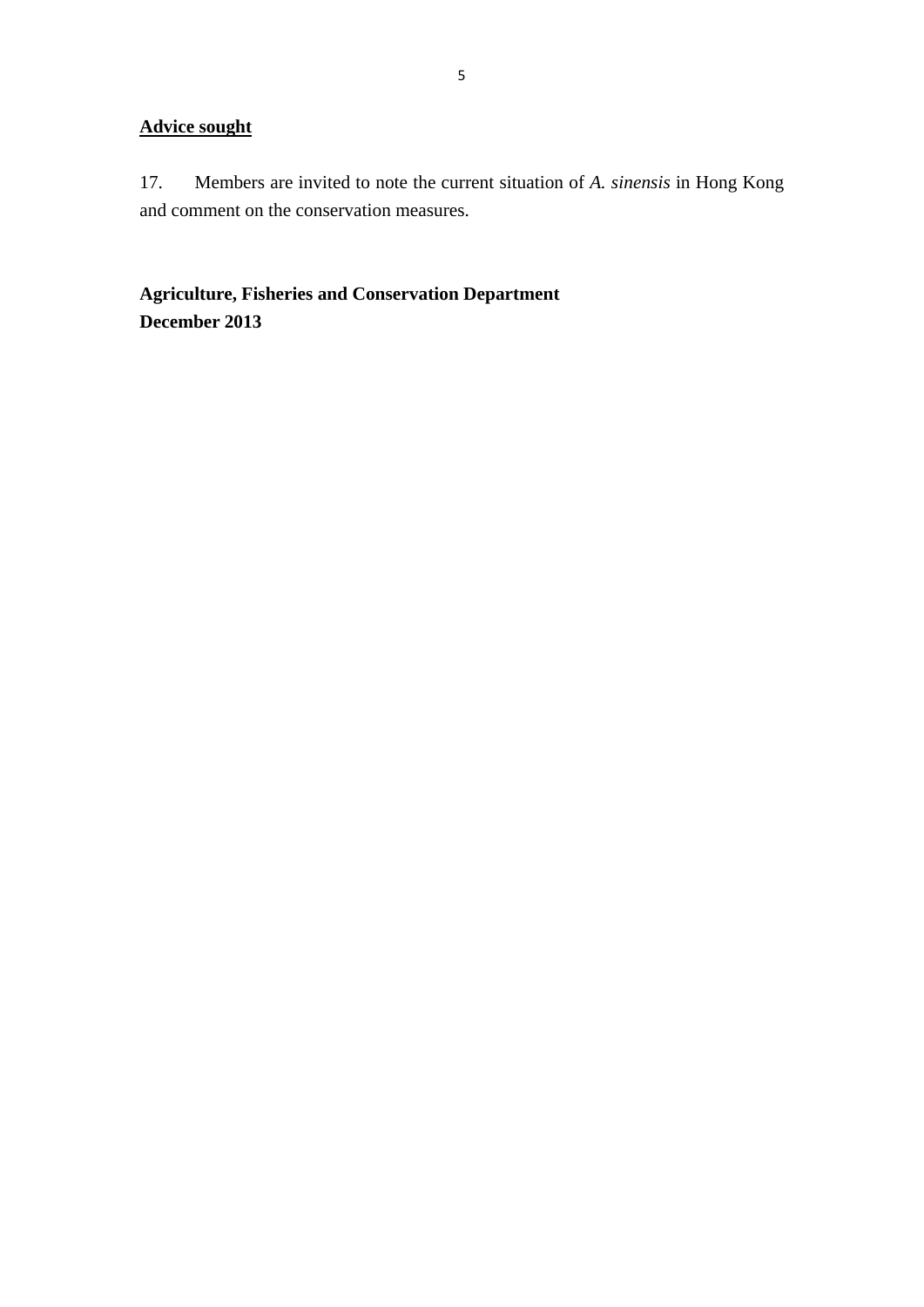## <u>Advice sought</u>

17. Members are invited to note the current situation of *A. sinensis* in Hong Kong and comment on the conservation measures.

**Agriculture, Fisheries and Conservation Department**
**December 2013**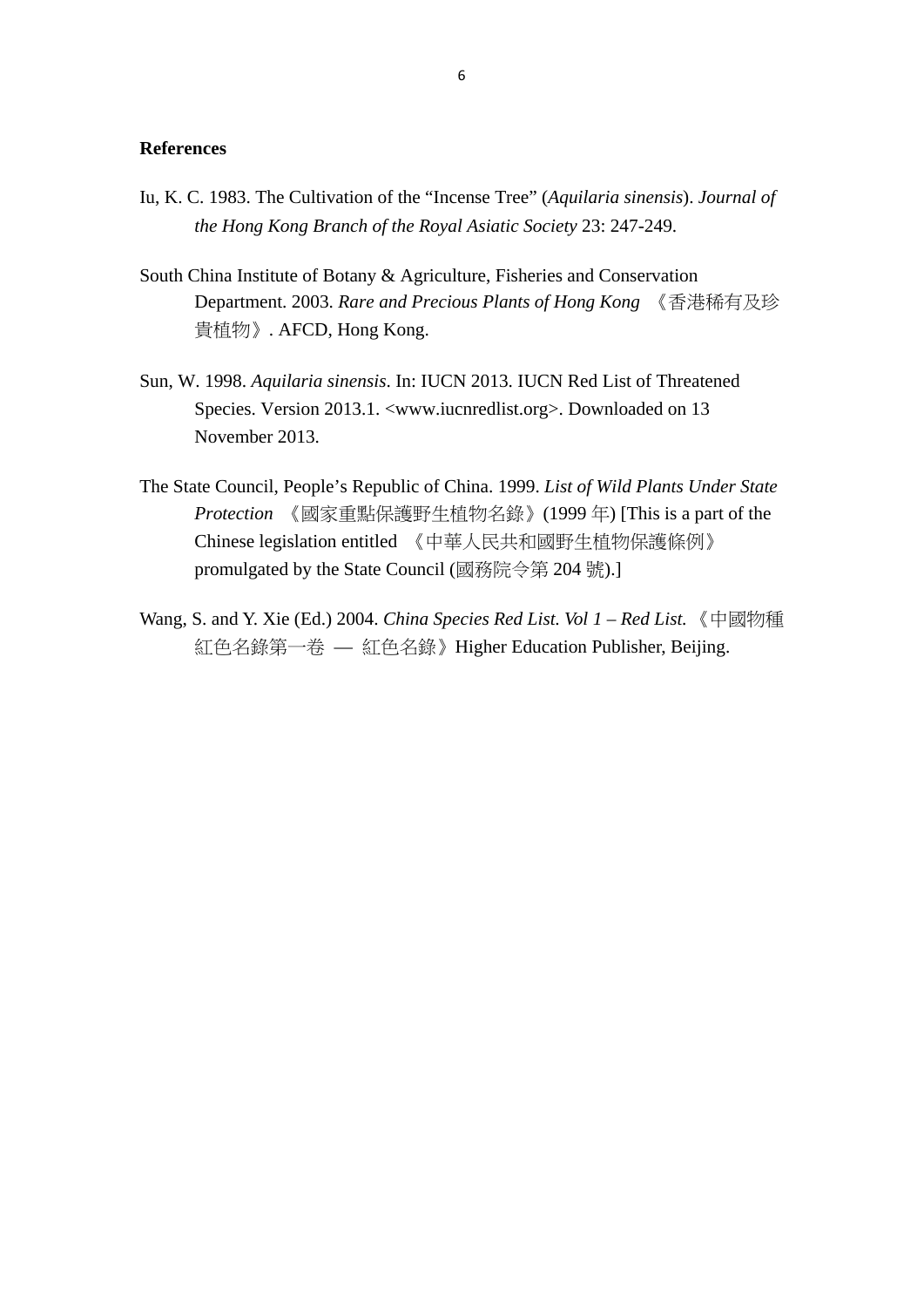**References**

Iu, K. C. 1983. The Cultivation of the "Incense Tree" (*Aquilaria sinensis*). *Journal of the Hong Kong Branch of the Royal Asiatic Society* 23: 247-249.

South China Institute of Botany & Agriculture, Fisheries and Conservation Department. 2003. *Rare and Precious Plants of Hong Kong* 《香港稀有及珍貴植物》. AFCD, Hong Kong.

Sun, W. 1998. *Aquilaria sinensis*. In: IUCN 2013. IUCN Red List of Threatened Species. Version 2013.1. <www.iucnredlist.org>. Downloaded on 13 November 2013.

The State Council, People's Republic of China. 1999. *List of Wild Plants Under State Protection* 《國家重點保護野生植物名錄》(1999 年) [This is a part of the Chinese legislation entitled 《中華人民共和國野生植物保護條例》 promulgated by the State Council (國務院令第 204 號).]

Wang, S. and Y. Xie (Ed.) 2004. *China Species Red List. Vol 1 – Red List.* 《中國物種紅色名錄第一卷 — 紅色名錄》Higher Education Publisher, Beijing.